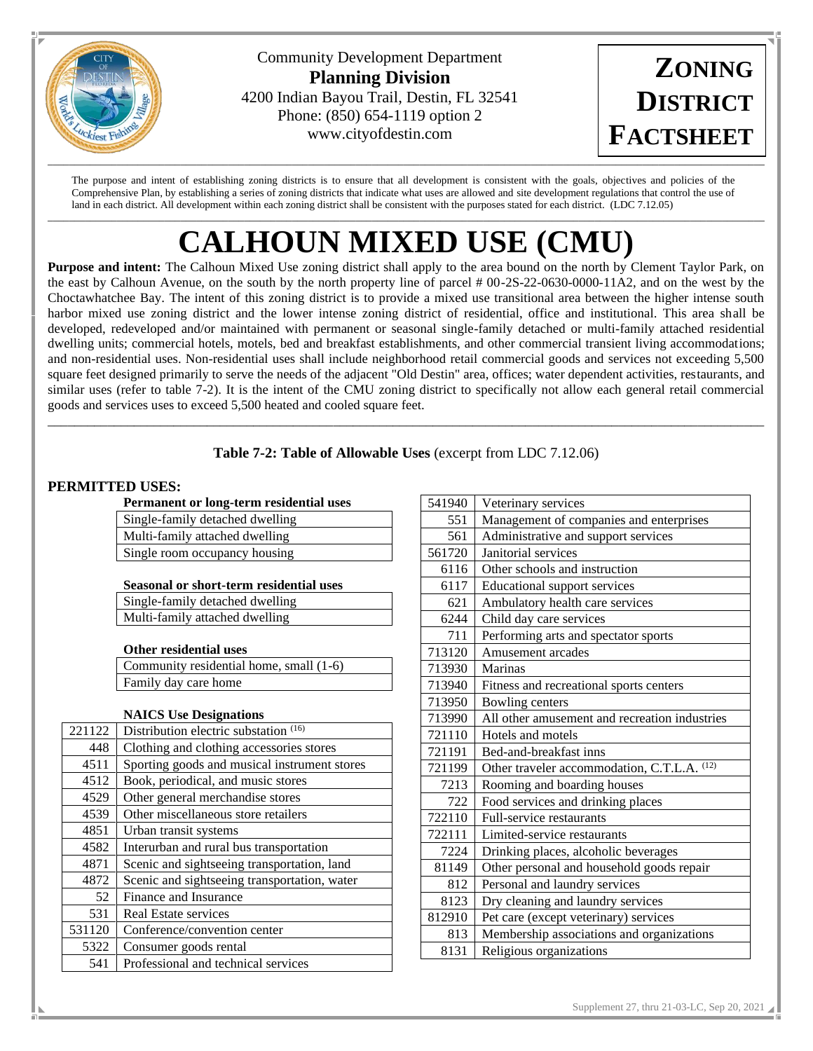Community Development Department
**Planning Division**
4200 Indian Bayou Trail, Destin, FL 32541
Phone: (850) 654-1119 option 2
www.cityofdestin.com

**ZONING DISTRICT FACTSHEET**

The purpose and intent of establishing zoning districts is to ensure that all development is consistent with the goals, objectives and policies of the Comprehensive Plan, by establishing a series of zoning districts that indicate what uses are allowed and site development regulations that control the use of land in each district. All development within each zoning district shall be consistent with the purposes stated for each district. (LDC 7.12.05)

# CALHOUN MIXED USE (CMU)

**Purpose and intent:** The Calhoun Mixed Use zoning district shall apply to the area bound on the north by Clement Taylor Park, on the east by Calhoun Avenue, on the south by the north property line of parcel # 00-2S-22-0630-0000-11A2, and on the west by the Choctawhatchee Bay. The intent of this zoning district is to provide a mixed use transitional area between the higher intense south harbor mixed use zoning district and the lower intense zoning district of residential, office and institutional. This area shall be developed, redeveloped and/or maintained with permanent or seasonal single-family detached or multi-family attached residential dwelling units; commercial hotels, motels, bed and breakfast establishments, and other commercial transient living accommodations; and non-residential uses. Non-residential uses shall include neighborhood retail commercial goods and services not exceeding 5,500 square feet designed primarily to serve the needs of the adjacent "Old Destin" area, offices; water dependent activities, restaurants, and similar uses (refer to table 7-2). It is the intent of the CMU zoning district to specifically not allow each general retail commercial goods and services uses to exceed 5,500 heated and cooled square feet.

**Table 7-2: Table of Allowable Uses** (excerpt from LDC 7.12.06)

## PERMITTED USES:

| Permanent or long-term residential uses |
|---|
| Single-family detached dwelling |
| Multi-family attached dwelling |
| Single room occupancy housing |

| Seasonal or short-term residential uses |
|---|
| Single-family detached dwelling |
| Multi-family attached dwelling |

| Other residential uses |
|---|
| Community residential home, small (1-6) |
| Family day care home |

| | NAICS Use Designations |
|---|---|
| 221122 | Distribution electric substation (16) |
| 448 | Clothing and clothing accessories stores |
| 4511 | Sporting goods and musical instrument stores |
| 4512 | Book, periodical, and music stores |
| 4529 | Other general merchandise stores |
| 4539 | Other miscellaneous store retailers |
| 4851 | Urban transit systems |
| 4582 | Interurban and rural bus transportation |
| 4871 | Scenic and sightseeing transportation, land |
| 4872 | Scenic and sightseeing transportation, water |
| 52 | Finance and Insurance |
| 531 | Real Estate services |
| 531120 | Conference/convention center |
| 5322 | Consumer goods rental |
| 541 | Professional and technical services |
| 541940 | Veterinary services |
| 551 | Management of companies and enterprises |
| 561 | Administrative and support services |
| 561720 | Janitorial services |
| 6116 | Other schools and instruction |
| 6117 | Educational support services |
| 621 | Ambulatory health care services |
| 6244 | Child day care services |
| 711 | Performing arts and spectator sports |
| 713120 | Amusement arcades |
| 713930 | Marinas |
| 713940 | Fitness and recreational sports centers |
| 713950 | Bowling centers |
| 713990 | All other amusement and recreation industries |
| 721110 | Hotels and motels |
| 721191 | Bed-and-breakfast inns |
| 721199 | Other traveler accommodation, C.T.L.A. (12) |
| 7213 | Rooming and boarding houses |
| 722 | Food services and drinking places |
| 722110 | Full-service restaurants |
| 722111 | Limited-service restaurants |
| 7224 | Drinking places, alcoholic beverages |
| 81149 | Other personal and household goods repair |
| 812 | Personal and laundry services |
| 8123 | Dry cleaning and laundry services |
| 812910 | Pet care (except veterinary) services |
| 813 | Membership associations and organizations |
| 8131 | Religious organizations |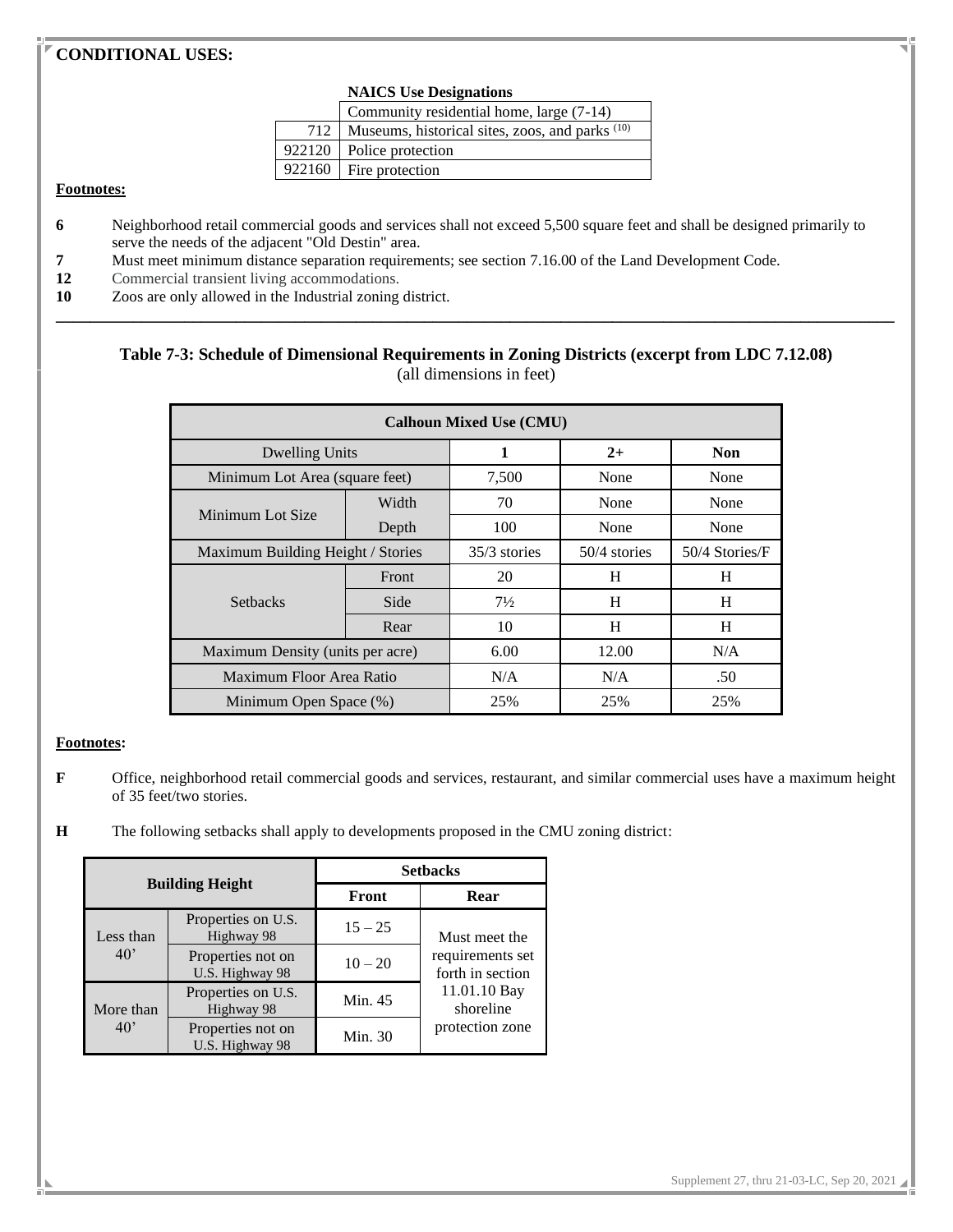**CONDITIONAL USES:**

**NAICS Use Designations**

| | |
|---|---|
| | Community residential home, large (7-14) |
| 712 | Museums, historical sites, zoos, and parks [10] |
| 922120 | Police protection |
| 922160 | Fire protection |

**Footnotes:**

**6** Neighborhood retail commercial goods and services shall not exceed 5,500 square feet and shall be designed primarily to serve the needs of the adjacent "Old Destin" area.

**7** Must meet minimum distance separation requirements; see section 7.16.00 of the Land Development Code.

**12** Commercial transient living accommodations.

**10** Zoos are only allowed in the Industrial zoning district.

---

**Table 7-3: Schedule of Dimensional Requirements in Zoning Districts (excerpt from LDC 7.12.08)**
(all dimensions in feet)

| Calhoun Mixed Use (CMU) | | | | |
|---|---|---|---|---|
| Dwelling Units | | **1** | **2+** | **Non** |
| Minimum Lot Area (square feet) | | 7,500 | None | None |
| Minimum Lot Size | Width | 70 | None | None |
| | Depth | 100 | None | None |
| Maximum Building Height / Stories | | 35/3 stories | 50/4 stories | 50/4 Stories/F |
| Setbacks | Front | 20 | H | H |
| | Side | 7½ | H | H |
| | Rear | 10 | H | H |
| Maximum Density (units per acre) | | 6.00 | 12.00 | N/A |
| Maximum Floor Area Ratio | | N/A | N/A | .50 |
| Minimum Open Space (%) | | 25% | 25% | 25% |

**Footnotes:**

**F** Office, neighborhood retail commercial goods and services, restaurant, and similar commercial uses have a maximum height of 35 feet/two stories.

**H** The following setbacks shall apply to developments proposed in the CMU zoning district:

| Building Height | | Setbacks | |
|---|---|---|---|
| | | **Front** | **Rear** |
| Less than 40' | Properties on U.S. Highway 98 | 15 – 25 | Must meet the requirements set forth in section 11.01.10 Bay shoreline protection zone |
| | Properties not on U.S. Highway 98 | 10 – 20 | |
| More than 40' | Properties on U.S. Highway 98 | Min. 45 | |
| | Properties not on U.S. Highway 98 | Min. 30 | |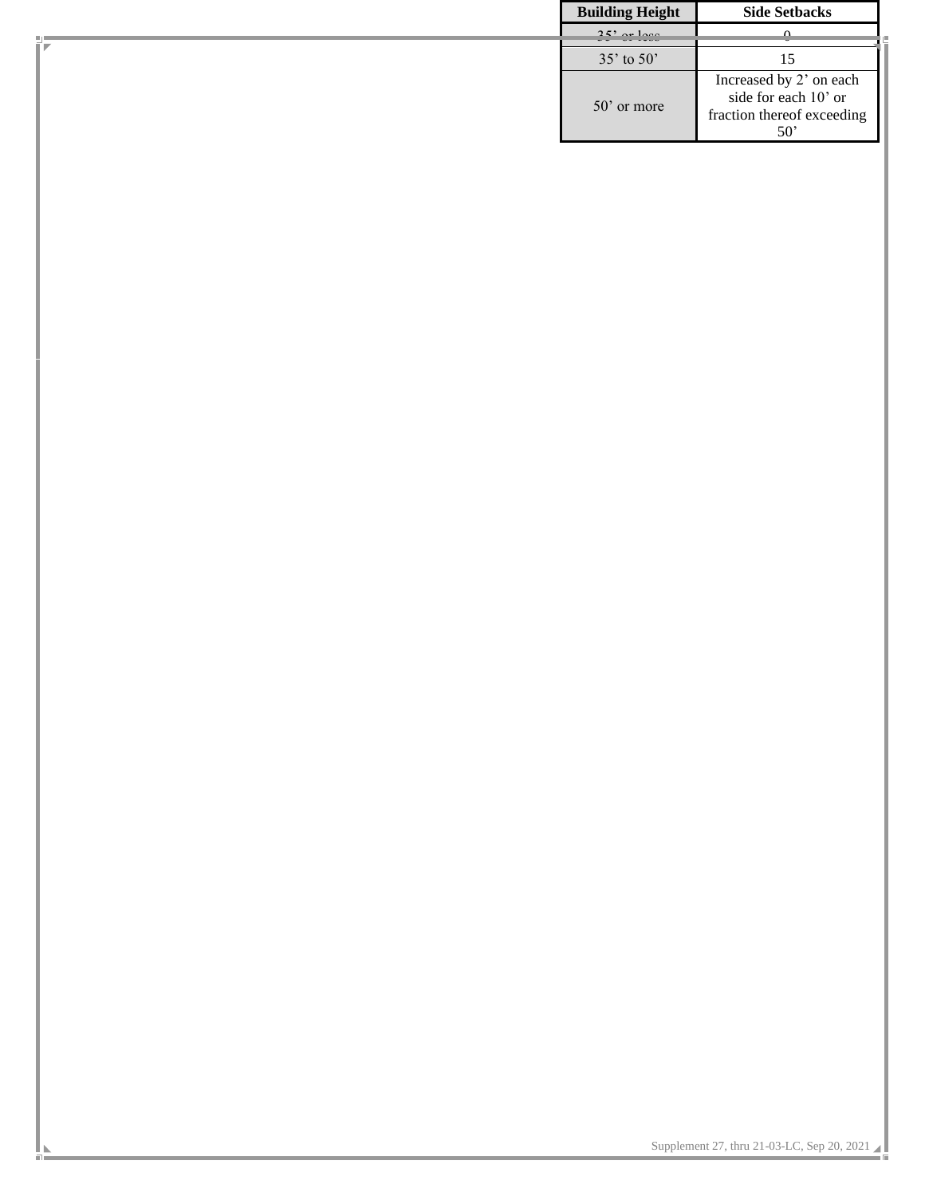| Building Height | Side Setbacks |
| --- | --- |
| 35' or less | 0 |
| 35' to 50' | 15 |
| 50' or more | Increased by 2' on each side for each 10' or fraction thereof exceeding 50' |